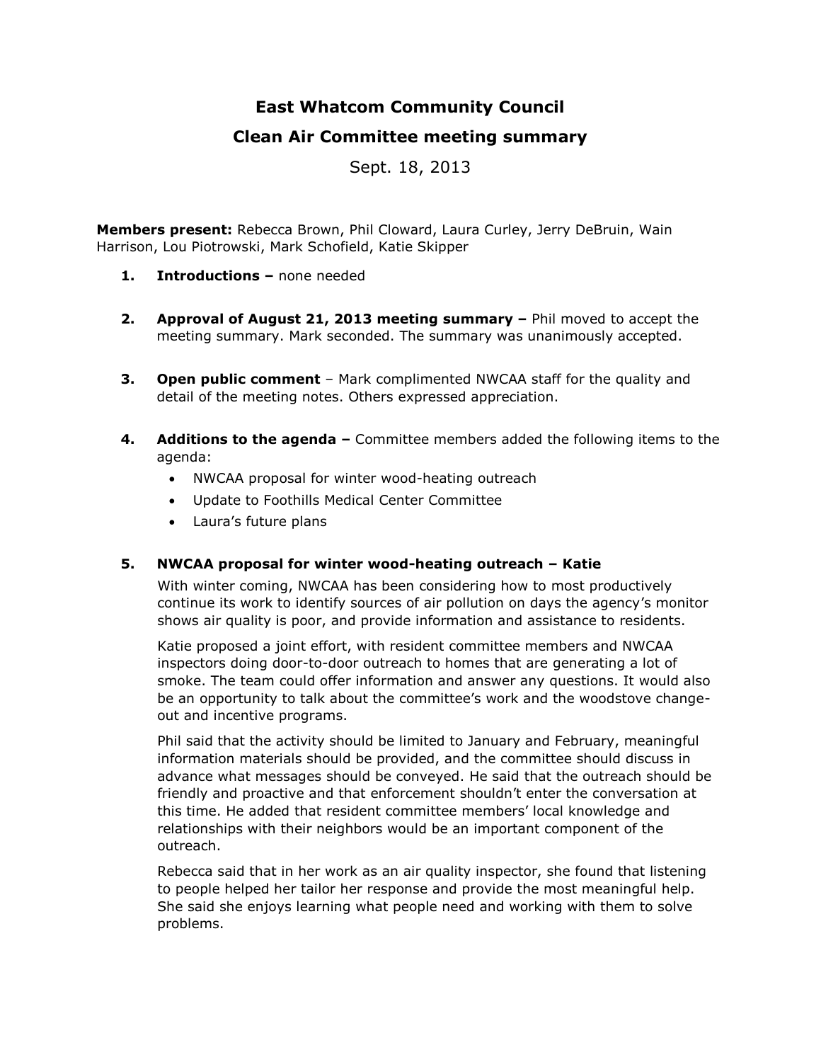# East Whatcom Community Council

## Clean Air Committee meeting summary

Sept. 18, 2013

**Members present:** Rebecca Brown, Phil Cloward, Laura Curley, Jerry DeBruin, Wain Harrison, Lou Piotrowski, Mark Schofield, Katie Skipper

1. **Introductions –** none needed

2. **Approval of August 21, 2013 meeting summary –** Phil moved to accept the meeting summary. Mark seconded. The summary was unanimously accepted.

3. **Open public comment** – Mark complimented NWCAA staff for the quality and detail of the meeting notes. Others expressed appreciation.

4. **Additions to the agenda –** Committee members added the following items to the agenda:
   - NWCAA proposal for winter wood-heating outreach
   - Update to Foothills Medical Center Committee
   - Laura's future plans

5. **NWCAA proposal for winter wood-heating outreach – Katie**

   With winter coming, NWCAA has been considering how to most productively continue its work to identify sources of air pollution on days the agency's monitor shows air quality is poor, and provide information and assistance to residents.

   Katie proposed a joint effort, with resident committee members and NWCAA inspectors doing door-to-door outreach to homes that are generating a lot of smoke. The team could offer information and answer any questions. It would also be an opportunity to talk about the committee's work and the woodstove change-out and incentive programs.

   Phil said that the activity should be limited to January and February, meaningful information materials should be provided, and the committee should discuss in advance what messages should be conveyed. He said that the outreach should be friendly and proactive and that enforcement shouldn't enter the conversation at this time. He added that resident committee members' local knowledge and relationships with their neighbors would be an important component of the outreach.

   Rebecca said that in her work as an air quality inspector, she found that listening to people helped her tailor her response and provide the most meaningful help. She said she enjoys learning what people need and working with them to solve problems.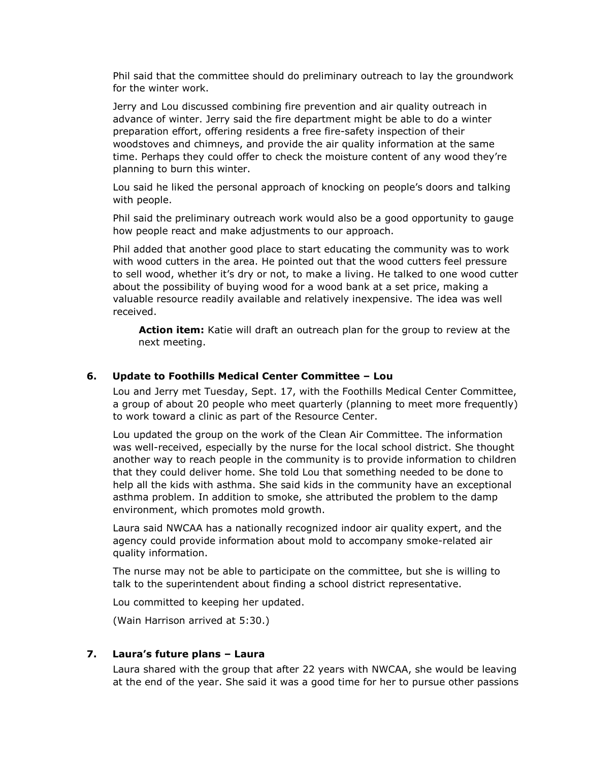Phil said that the committee should do preliminary outreach to lay the groundwork for the winter work.

Jerry and Lou discussed combining fire prevention and air quality outreach in advance of winter. Jerry said the fire department might be able to do a winter preparation effort, offering residents a free fire-safety inspection of their woodstoves and chimneys, and provide the air quality information at the same time. Perhaps they could offer to check the moisture content of any wood they're planning to burn this winter.

Lou said he liked the personal approach of knocking on people's doors and talking with people.

Phil said the preliminary outreach work would also be a good opportunity to gauge how people react and make adjustments to our approach.

Phil added that another good place to start educating the community was to work with wood cutters in the area. He pointed out that the wood cutters feel pressure to sell wood, whether it's dry or not, to make a living. He talked to one wood cutter about the possibility of buying wood for a wood bank at a set price, making a valuable resource readily available and relatively inexpensive. The idea was well received.

> **Action item:** Katie will draft an outreach plan for the group to review at the next meeting.

### 6. Update to Foothills Medical Center Committee – Lou

Lou and Jerry met Tuesday, Sept. 17, with the Foothills Medical Center Committee, a group of about 20 people who meet quarterly (planning to meet more frequently) to work toward a clinic as part of the Resource Center.

Lou updated the group on the work of the Clean Air Committee. The information was well-received, especially by the nurse for the local school district. She thought another way to reach people in the community is to provide information to children that they could deliver home. She told Lou that something needed to be done to help all the kids with asthma. She said kids in the community have an exceptional asthma problem. In addition to smoke, she attributed the problem to the damp environment, which promotes mold growth.

Laura said NWCAA has a nationally recognized indoor air quality expert, and the agency could provide information about mold to accompany smoke-related air quality information.

The nurse may not be able to participate on the committee, but she is willing to talk to the superintendent about finding a school district representative.

Lou committed to keeping her updated.

(Wain Harrison arrived at 5:30.)

### 7. Laura's future plans – Laura

Laura shared with the group that after 22 years with NWCAA, she would be leaving at the end of the year. She said it was a good time for her to pursue other passions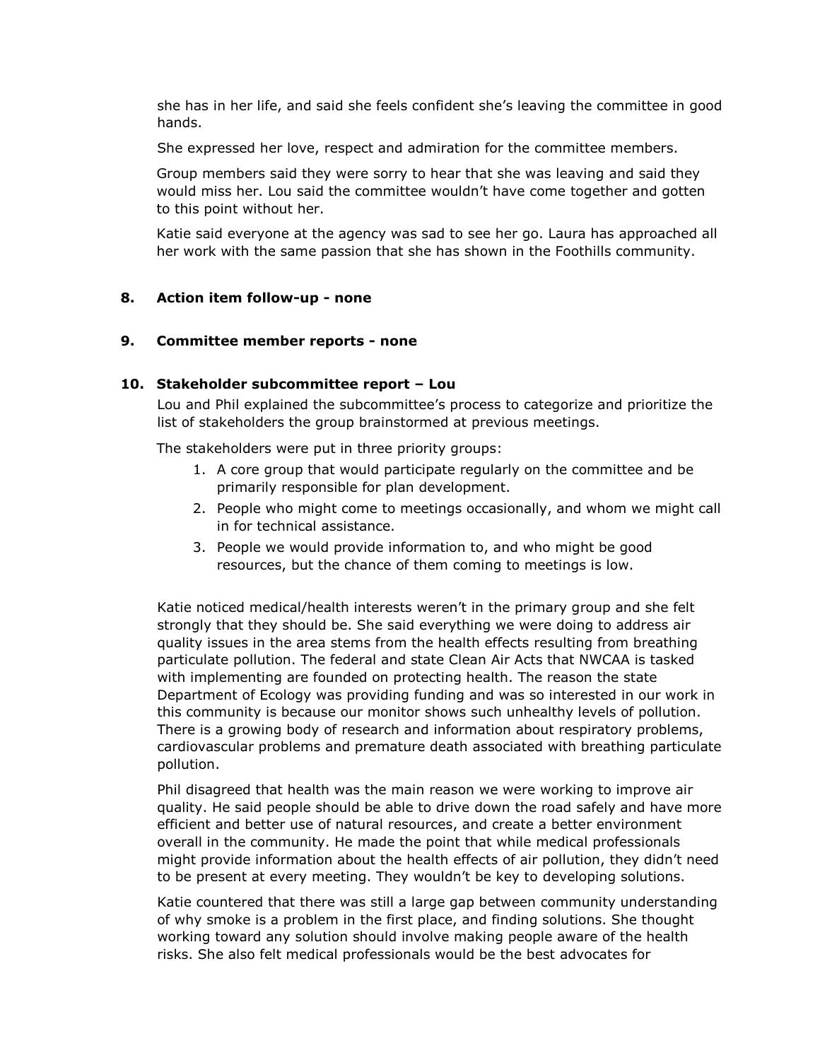she has in her life, and said she feels confident she's leaving the committee in good hands.

She expressed her love, respect and admiration for the committee members.

Group members said they were sorry to hear that she was leaving and said they would miss her. Lou said the committee wouldn't have come together and gotten to this point without her.

Katie said everyone at the agency was sad to see her go. Laura has approached all her work with the same passion that she has shown in the Foothills community.

## 8. Action item follow-up - none

## 9. Committee member reports - none

## 10. Stakeholder subcommittee report – Lou

Lou and Phil explained the subcommittee's process to categorize and prioritize the list of stakeholders the group brainstormed at previous meetings.

The stakeholders were put in three priority groups:

1. A core group that would participate regularly on the committee and be primarily responsible for plan development.
2. People who might come to meetings occasionally, and whom we might call in for technical assistance.
3. People we would provide information to, and who might be good resources, but the chance of them coming to meetings is low.

Katie noticed medical/health interests weren't in the primary group and she felt strongly that they should be. She said everything we were doing to address air quality issues in the area stems from the health effects resulting from breathing particulate pollution. The federal and state Clean Air Acts that NWCAA is tasked with implementing are founded on protecting health. The reason the state Department of Ecology was providing funding and was so interested in our work in this community is because our monitor shows such unhealthy levels of pollution. There is a growing body of research and information about respiratory problems, cardiovascular problems and premature death associated with breathing particulate pollution.

Phil disagreed that health was the main reason we were working to improve air quality. He said people should be able to drive down the road safely and have more efficient and better use of natural resources, and create a better environment overall in the community. He made the point that while medical professionals might provide information about the health effects of air pollution, they didn't need to be present at every meeting. They wouldn't be key to developing solutions.

Katie countered that there was still a large gap between community understanding of why smoke is a problem in the first place, and finding solutions. She thought working toward any solution should involve making people aware of the health risks. She also felt medical professionals would be the best advocates for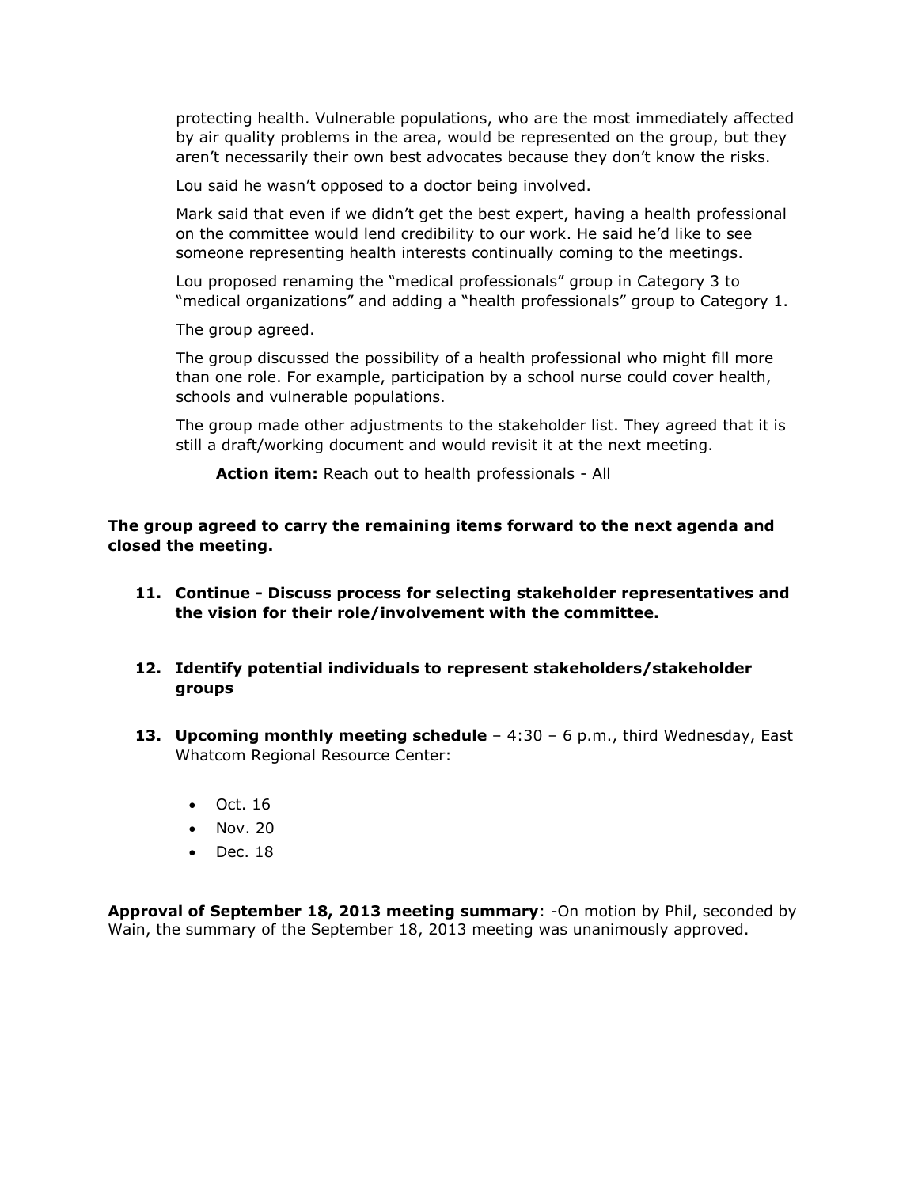protecting health. Vulnerable populations, who are the most immediately affected by air quality problems in the area, would be represented on the group, but they aren't necessarily their own best advocates because they don't know the risks.

Lou said he wasn't opposed to a doctor being involved.

Mark said that even if we didn't get the best expert, having a health professional on the committee would lend credibility to our work. He said he'd like to see someone representing health interests continually coming to the meetings.

Lou proposed renaming the "medical professionals" group in Category 3 to "medical organizations" and adding a "health professionals" group to Category 1.

The group agreed.

The group discussed the possibility of a health professional who might fill more than one role. For example, participation by a school nurse could cover health, schools and vulnerable populations.

The group made other adjustments to the stakeholder list. They agreed that it is still a draft/working document and would revisit it at the next meeting.

**Action item:** Reach out to health professionals - All

**The group agreed to carry the remaining items forward to the next agenda and closed the meeting.**

11. **Continue - Discuss process for selecting stakeholder representatives and the vision for their role/involvement with the committee.**

12. **Identify potential individuals to represent stakeholders/stakeholder groups**

13. **Upcoming monthly meeting schedule** – 4:30 – 6 p.m., third Wednesday, East Whatcom Regional Resource Center:

    - Oct. 16
    - Nov. 20
    - Dec. 18

**Approval of September 18, 2013 meeting summary**: -On motion by Phil, seconded by Wain, the summary of the September 18, 2013 meeting was unanimously approved.